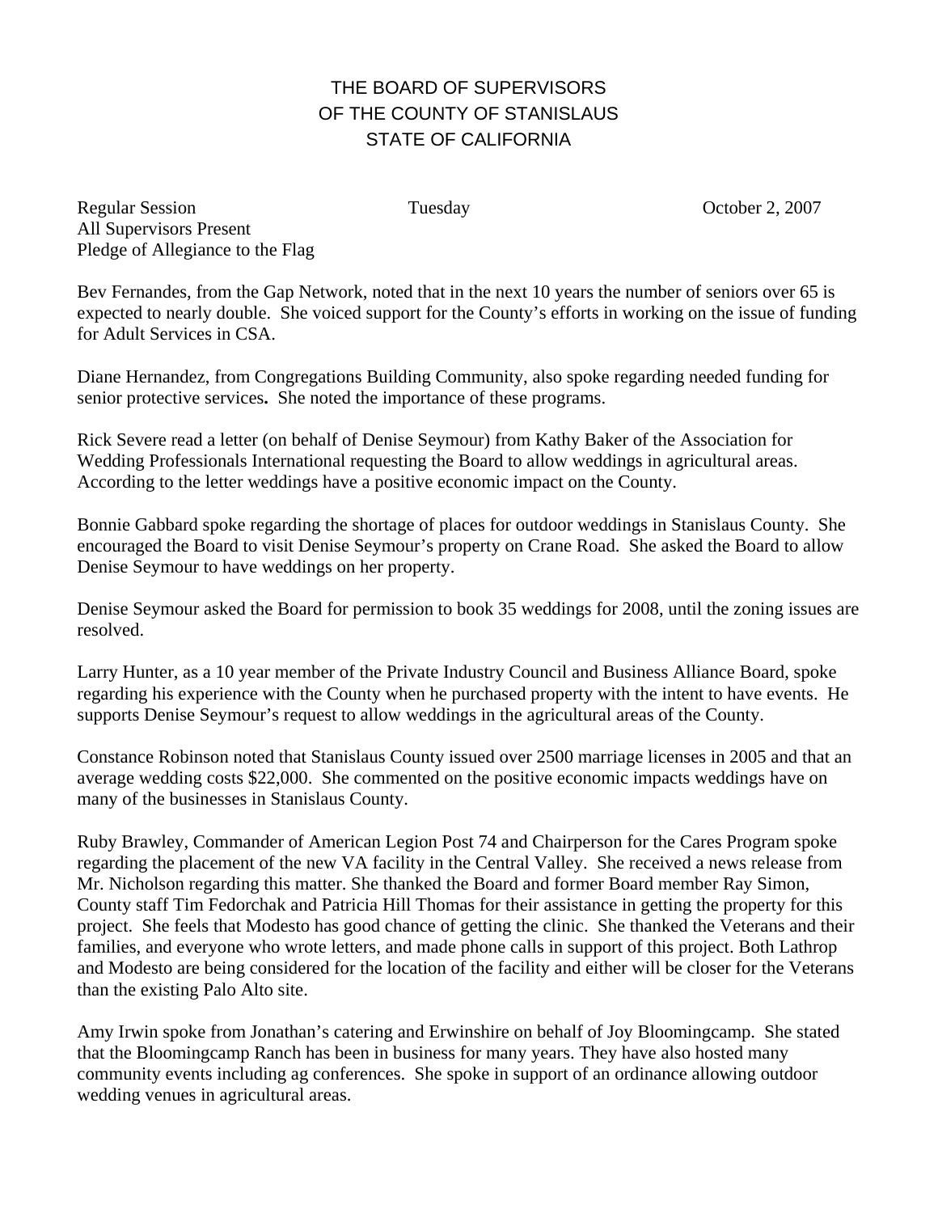# THE BOARD OF SUPERVISORS
# OF THE COUNTY OF STANISLAUS
# STATE OF CALIFORNIA

Regular Session Tuesday October 2, 2007
All Supervisors Present
Pledge of Allegiance to the Flag

Bev Fernandes, from the Gap Network, noted that in the next 10 years the number of seniors over 65 is expected to nearly double. She voiced support for the County's efforts in working on the issue of funding for Adult Services in CSA.

Diane Hernandez, from Congregations Building Community, also spoke regarding needed funding for senior protective services**.** She noted the importance of these programs.

Rick Severe read a letter (on behalf of Denise Seymour) from Kathy Baker of the Association for Wedding Professionals International requesting the Board to allow weddings in agricultural areas. According to the letter weddings have a positive economic impact on the County.

Bonnie Gabbard spoke regarding the shortage of places for outdoor weddings in Stanislaus County. She encouraged the Board to visit Denise Seymour's property on Crane Road. She asked the Board to allow Denise Seymour to have weddings on her property.

Denise Seymour asked the Board for permission to book 35 weddings for 2008, until the zoning issues are resolved.

Larry Hunter, as a 10 year member of the Private Industry Council and Business Alliance Board, spoke regarding his experience with the County when he purchased property with the intent to have events. He supports Denise Seymour's request to allow weddings in the agricultural areas of the County.

Constance Robinson noted that Stanislaus County issued over 2500 marriage licenses in 2005 and that an average wedding costs $22,000. She commented on the positive economic impacts weddings have on many of the businesses in Stanislaus County.

Ruby Brawley, Commander of American Legion Post 74 and Chairperson for the Cares Program spoke regarding the placement of the new VA facility in the Central Valley. She received a news release from Mr. Nicholson regarding this matter. She thanked the Board and former Board member Ray Simon, County staff Tim Fedorchak and Patricia Hill Thomas for their assistance in getting the property for this project. She feels that Modesto has good chance of getting the clinic. She thanked the Veterans and their families, and everyone who wrote letters, and made phone calls in support of this project. Both Lathrop and Modesto are being considered for the location of the facility and either will be closer for the Veterans than the existing Palo Alto site.

Amy Irwin spoke from Jonathan's catering and Erwinshire on behalf of Joy Bloomingcamp. She stated that the Bloomingcamp Ranch has been in business for many years. They have also hosted many community events including ag conferences. She spoke in support of an ordinance allowing outdoor wedding venues in agricultural areas.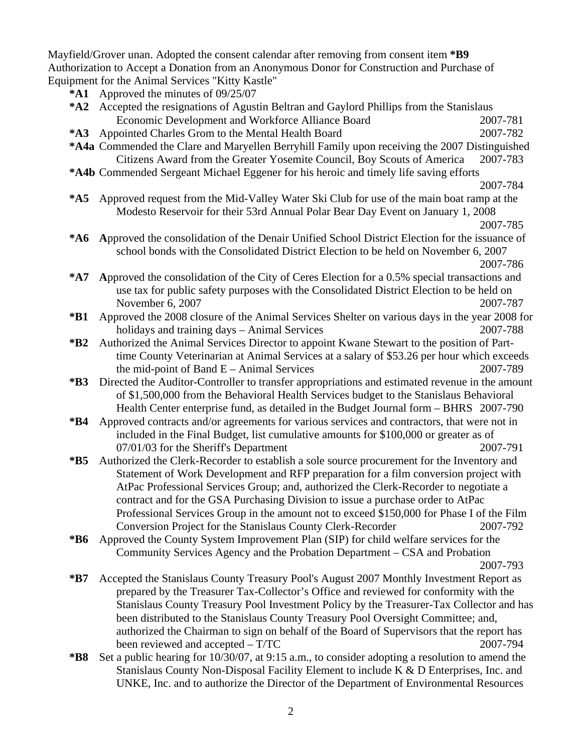Mayfield/Grover unan. Adopted the consent calendar after removing from consent item ***B9** Authorization to Accept a Donation from an Anonymous Donor for Construction and Purchase of Equipment for the Animal Services "Kitty Kastle"

- ***A1** Approved the minutes of 09/25/07
- ***A2** Accepted the resignations of Agustin Beltran and Gaylord Phillips from the Stanislaus Economic Development and Workforce Alliance Board 2007-781
- ***A3** Appointed Charles Grom to the Mental Health Board 2007-782
- ***A4a** Commended the Clare and Maryellen Berryhill Family upon receiving the 2007 Distinguished Citizens Award from the Greater Yosemite Council, Boy Scouts of America 2007-783
- ***A4b** Commended Sergeant Michael Eggener for his heroic and timely life saving efforts 2007-784
- ***A5** Approved request from the Mid-Valley Water Ski Club for use of the main boat ramp at the Modesto Reservoir for their 53rd Annual Polar Bear Day Event on January 1, 2008 2007-785
- ***A6** **A**pproved the consolidation of the Denair Unified School District Election for the issuance of school bonds with the Consolidated District Election to be held on November 6, 2007 2007-786
- ***A7** **A**pproved the consolidation of the City of Ceres Election for a 0.5% special transactions and use tax for public safety purposes with the Consolidated District Election to be held on November 6, 2007 2007-787
- ***B1** Approved the 2008 closure of the Animal Services Shelter on various days in the year 2008 for holidays and training days – Animal Services 2007-788
- ***B2** Authorized the Animal Services Director to appoint Kwane Stewart to the position of Part-time County Veterinarian at Animal Services at a salary of $53.26 per hour which exceeds the mid-point of Band E – Animal Services 2007-789
- ***B3** Directed the Auditor-Controller to transfer appropriations and estimated revenue in the amount of $1,500,000 from the Behavioral Health Services budget to the Stanislaus Behavioral Health Center enterprise fund, as detailed in the Budget Journal form – BHRS 2007-790
- ***B4** Approved contracts and/or agreements for various services and contractors, that were not in included in the Final Budget, list cumulative amounts for $100,000 or greater as of 07/01/03 for the Sheriff's Department 2007-791
- ***B5** Authorized the Clerk-Recorder to establish a sole source procurement for the Inventory and Statement of Work Development and RFP preparation for a film conversion project with AtPac Professional Services Group; and, authorized the Clerk-Recorder to negotiate a contract and for the GSA Purchasing Division to issue a purchase order to AtPac Professional Services Group in the amount not to exceed $150,000 for Phase I of the Film Conversion Project for the Stanislaus County Clerk-Recorder 2007-792
- ***B6** Approved the County System Improvement Plan (SIP) for child welfare services for the Community Services Agency and the Probation Department – CSA and Probation 2007-793
- ***B7** Accepted the Stanislaus County Treasury Pool's August 2007 Monthly Investment Report as prepared by the Treasurer Tax-Collector's Office and reviewed for conformity with the Stanislaus County Treasury Pool Investment Policy by the Treasurer-Tax Collector and has been distributed to the Stanislaus County Treasury Pool Oversight Committee; and, authorized the Chairman to sign on behalf of the Board of Supervisors that the report has been reviewed and accepted – T/TC 2007-794
- ***B8** Set a public hearing for 10/30/07, at 9:15 a.m., to consider adopting a resolution to amend the Stanislaus County Non-Disposal Facility Element to include K & D Enterprises, Inc. and UNKE, Inc. and to authorize the Director of the Department of Environmental Resources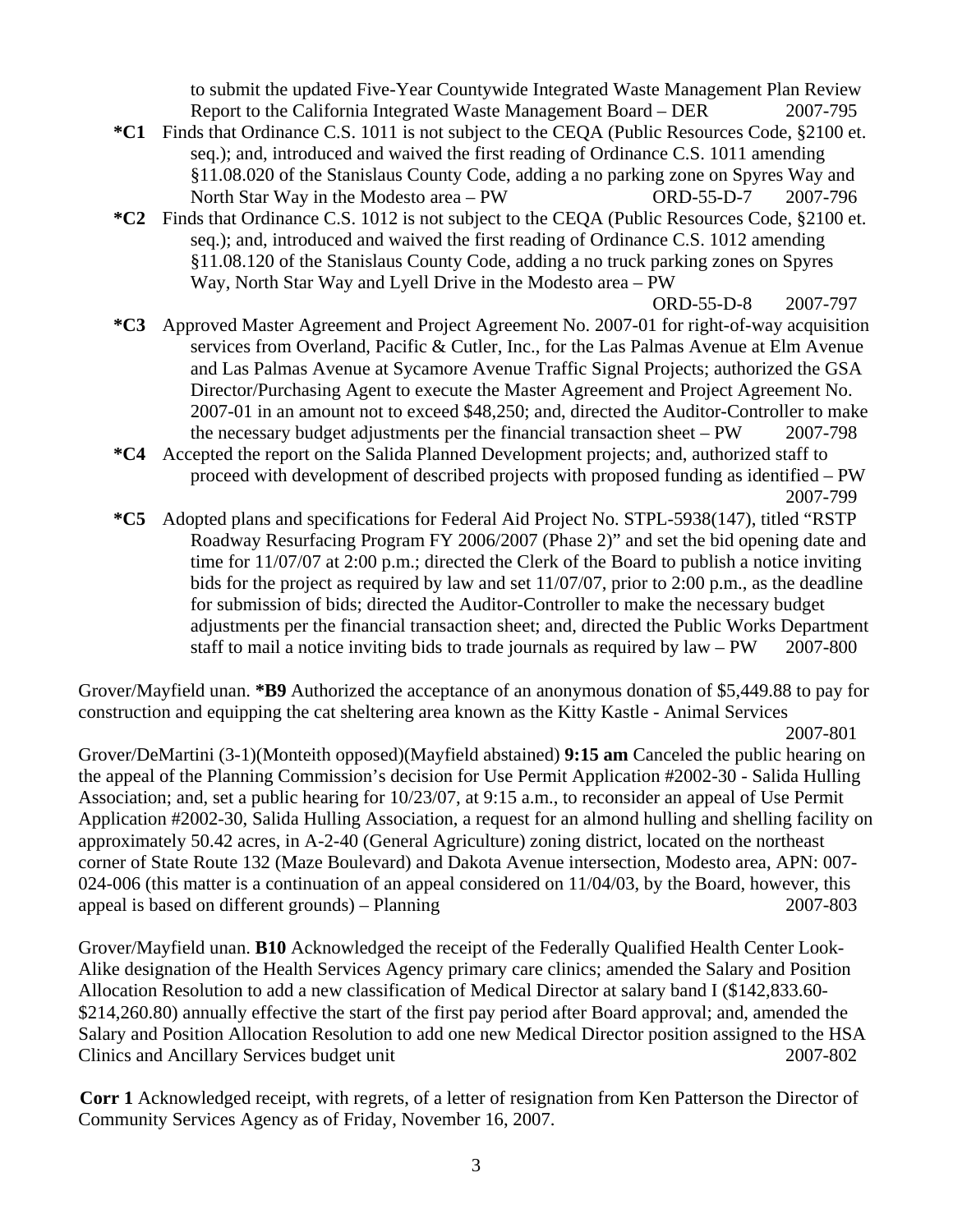to submit the updated Five-Year Countywide Integrated Waste Management Plan Review Report to the California Integrated Waste Management Board – DER 2007-795

**\*C1** Finds that Ordinance C.S. 1011 is not subject to the CEQA (Public Resources Code, §2100 et. seq.); and, introduced and waived the first reading of Ordinance C.S. 1011 amending §11.08.020 of the Stanislaus County Code, adding a no parking zone on Spyres Way and North Star Way in the Modesto area – PW ORD-55-D-7 2007-796

**\*C2** Finds that Ordinance C.S. 1012 is not subject to the CEQA (Public Resources Code, §2100 et. seq.); and, introduced and waived the first reading of Ordinance C.S. 1012 amending §11.08.120 of the Stanislaus County Code, adding a no truck parking zones on Spyres Way, North Star Way and Lyell Drive in the Modesto area – PW ORD-55-D-8 2007-797

**\*C3** Approved Master Agreement and Project Agreement No. 2007-01 for right-of-way acquisition services from Overland, Pacific & Cutler, Inc., for the Las Palmas Avenue at Elm Avenue and Las Palmas Avenue at Sycamore Avenue Traffic Signal Projects; authorized the GSA Director/Purchasing Agent to execute the Master Agreement and Project Agreement No. 2007-01 in an amount not to exceed $48,250; and, directed the Auditor-Controller to make the necessary budget adjustments per the financial transaction sheet – PW 2007-798

**\*C4** Accepted the report on the Salida Planned Development projects; and, authorized staff to proceed with development of described projects with proposed funding as identified – PW 2007-799

**\*C5** Adopted plans and specifications for Federal Aid Project No. STPL-5938(147), titled "RSTP Roadway Resurfacing Program FY 2006/2007 (Phase 2)" and set the bid opening date and time for 11/07/07 at 2:00 p.m.; directed the Clerk of the Board to publish a notice inviting bids for the project as required by law and set 11/07/07, prior to 2:00 p.m., as the deadline for submission of bids; directed the Auditor-Controller to make the necessary budget adjustments per the financial transaction sheet; and, directed the Public Works Department staff to mail a notice inviting bids to trade journals as required by law – PW 2007-800

Grover/Mayfield unan. **\*B9** Authorized the acceptance of an anonymous donation of $5,449.88 to pay for construction and equipping the cat sheltering area known as the Kitty Kastle - Animal Services 2007-801

Grover/DeMartini (3-1)(Monteith opposed)(Mayfield abstained) **9:15 am** Canceled the public hearing on the appeal of the Planning Commission's decision for Use Permit Application #2002-30 - Salida Hulling Association; and, set a public hearing for 10/23/07, at 9:15 a.m., to reconsider an appeal of Use Permit Application #2002-30, Salida Hulling Association, a request for an almond hulling and shelling facility on approximately 50.42 acres, in A-2-40 (General Agriculture) zoning district, located on the northeast corner of State Route 132 (Maze Boulevard) and Dakota Avenue intersection, Modesto area, APN: 007-024-006 (this matter is a continuation of an appeal considered on 11/04/03, by the Board, however, this appeal is based on different grounds) – Planning 2007-803

Grover/Mayfield unan. **B10** Acknowledged the receipt of the Federally Qualified Health Center Look-Alike designation of the Health Services Agency primary care clinics; amended the Salary and Position Allocation Resolution to add a new classification of Medical Director at salary band I ($142,833.60-$214,260.80) annually effective the start of the first pay period after Board approval; and, amended the Salary and Position Allocation Resolution to add one new Medical Director position assigned to the HSA Clinics and Ancillary Services budget unit 2007-802

**Corr 1** Acknowledged receipt, with regrets, of a letter of resignation from Ken Patterson the Director of Community Services Agency as of Friday, November 16, 2007.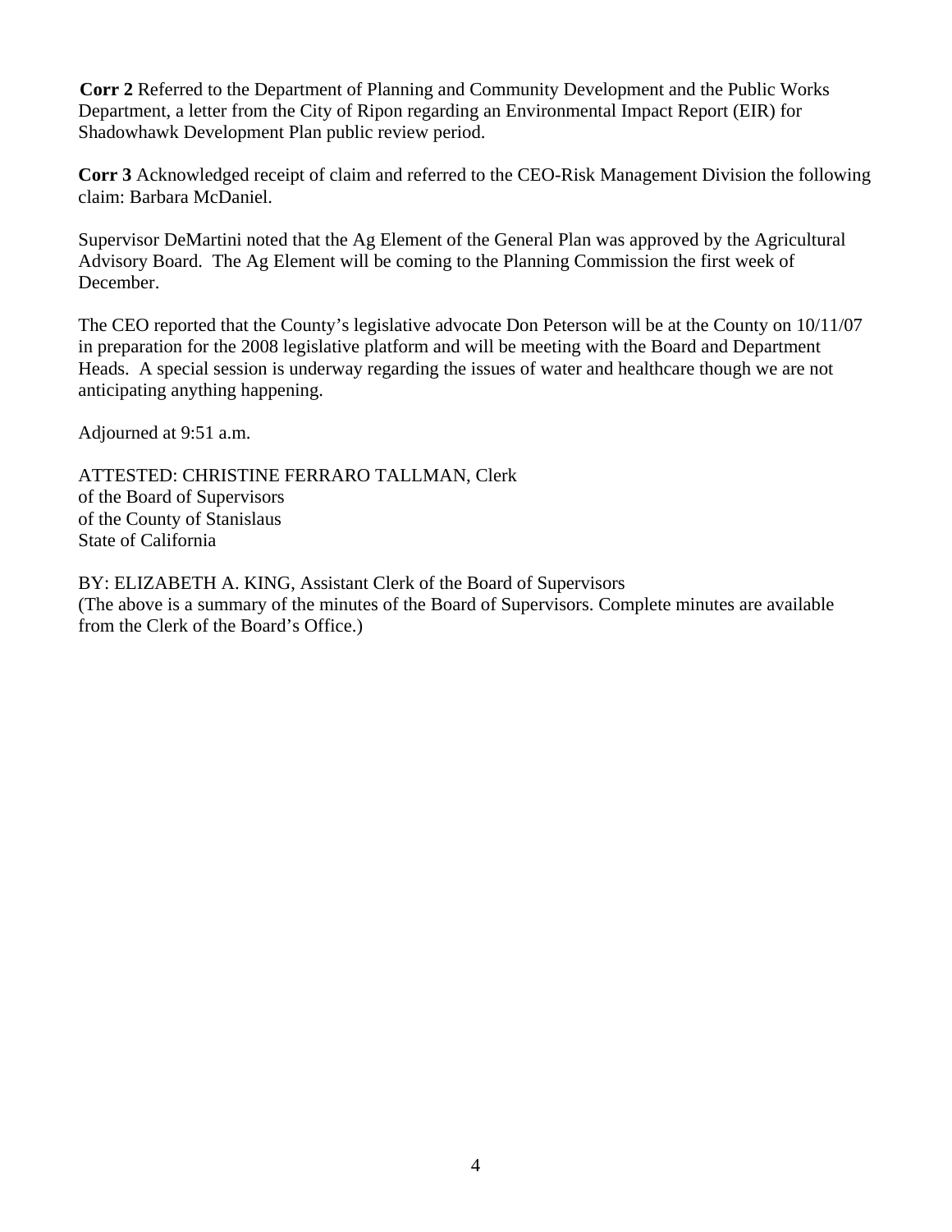**Corr 2** Referred to the Department of Planning and Community Development and the Public Works Department, a letter from the City of Ripon regarding an Environmental Impact Report (EIR) for Shadowhawk Development Plan public review period.

**Corr 3** Acknowledged receipt of claim and referred to the CEO-Risk Management Division the following claim: Barbara McDaniel.

Supervisor DeMartini noted that the Ag Element of the General Plan was approved by the Agricultural Advisory Board. The Ag Element will be coming to the Planning Commission the first week of December.

The CEO reported that the County's legislative advocate Don Peterson will be at the County on 10/11/07 in preparation for the 2008 legislative platform and will be meeting with the Board and Department Heads. A special session is underway regarding the issues of water and healthcare though we are not anticipating anything happening.

Adjourned at 9:51 a.m.

ATTESTED: CHRISTINE FERRARO TALLMAN, Clerk
of the Board of Supervisors
of the County of Stanislaus
State of California

BY: ELIZABETH A. KING, Assistant Clerk of the Board of Supervisors
(The above is a summary of the minutes of the Board of Supervisors. Complete minutes are available from the Clerk of the Board's Office.)